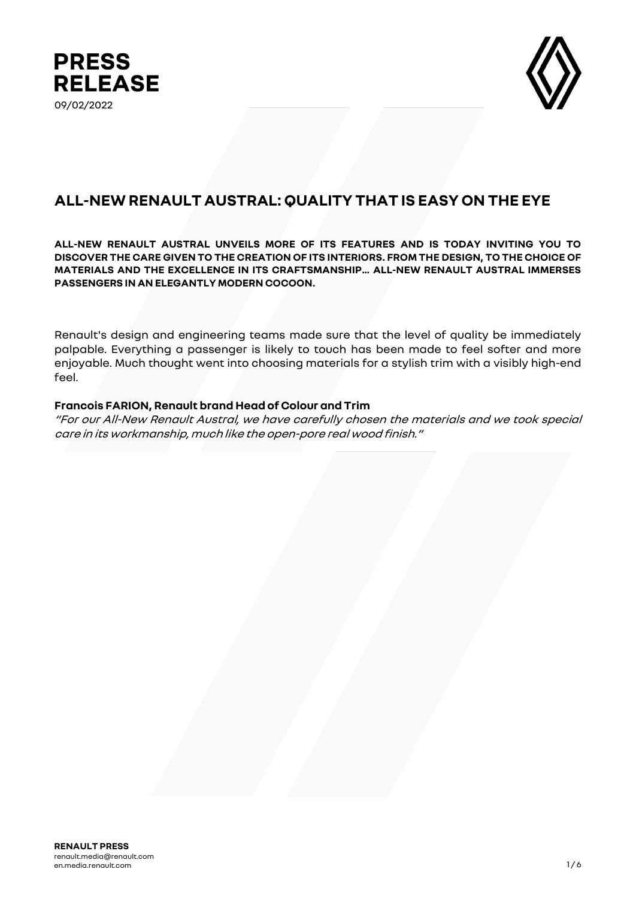# PRESS RELEASE

09/02/2022

## ALL-NEW RENAULT AUSTRAL: QUALITY THAT IS EASY ON THE EYE

**ALL-NEW RENAULT AUSTRAL UNVEILS MORE OF ITS FEATURES AND IS TODAY INVITING YOU TO DISCOVER THE CARE GIVEN TO THE CREATION OF ITS INTERIORS. FROM THE DESIGN, TO THE CHOICE OF MATERIALS AND THE EXCELLENCE IN ITS CRAFTSMANSHIP… ALL-NEW RENAULT AUSTRAL IMMERSES PASSENGERS IN AN ELEGANTLY MODERN COCOON.**

Renault's design and engineering teams made sure that the level of quality be immediately palpable. Everything a passenger is likely to touch has been made to feel softer and more enjoyable. Much thought went into choosing materials for a stylish trim with a visibly high-end feel.

**Francois FARION, Renault brand Head of Colour and Trim**

*"For our All-New Renault Austral, we have carefully chosen the materials and we took special care in its workmanship, much like the open-pore real wood finish."*

**RENAULT PRESS**
renault.media@renault.com
en.media.renault.com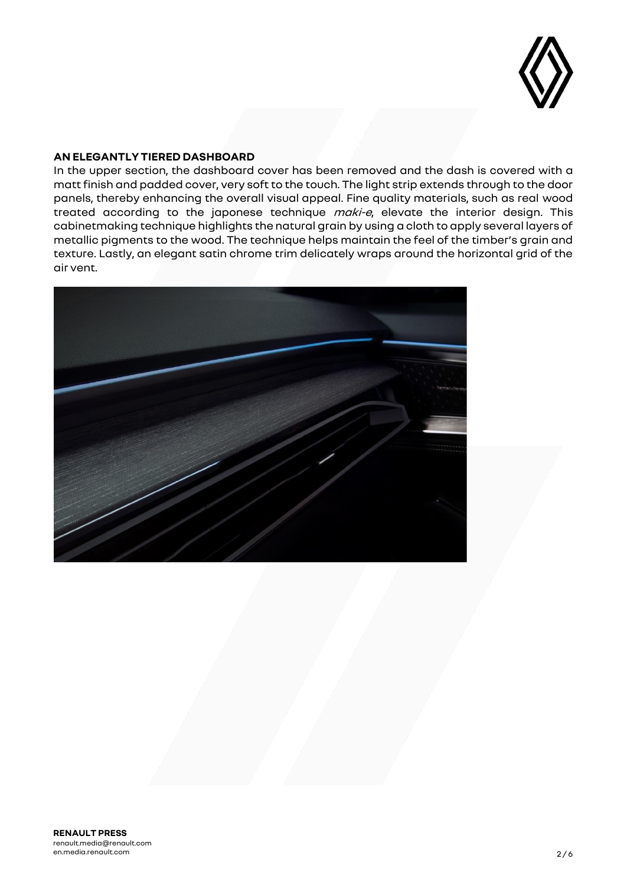**AN ELEGANTLY TIERED DASHBOARD**

In the upper section, the dashboard cover has been removed and the dash is covered with a matt finish and padded cover, very soft to the touch. The light strip extends through to the door panels, thereby enhancing the overall visual appeal. Fine quality materials, such as real wood treated according to the japonese technique *maki-e*, elevate the interior design. This cabinetmaking technique highlights the natural grain by using a cloth to apply several layers of metallic pigments to the wood. The technique helps maintain the feel of the timber's grain and texture. Lastly, an elegant satin chrome trim delicately wraps around the horizontal grid of the air vent.

**RENAULT PRESS**
renault.media@renault.com
en.media.renault.com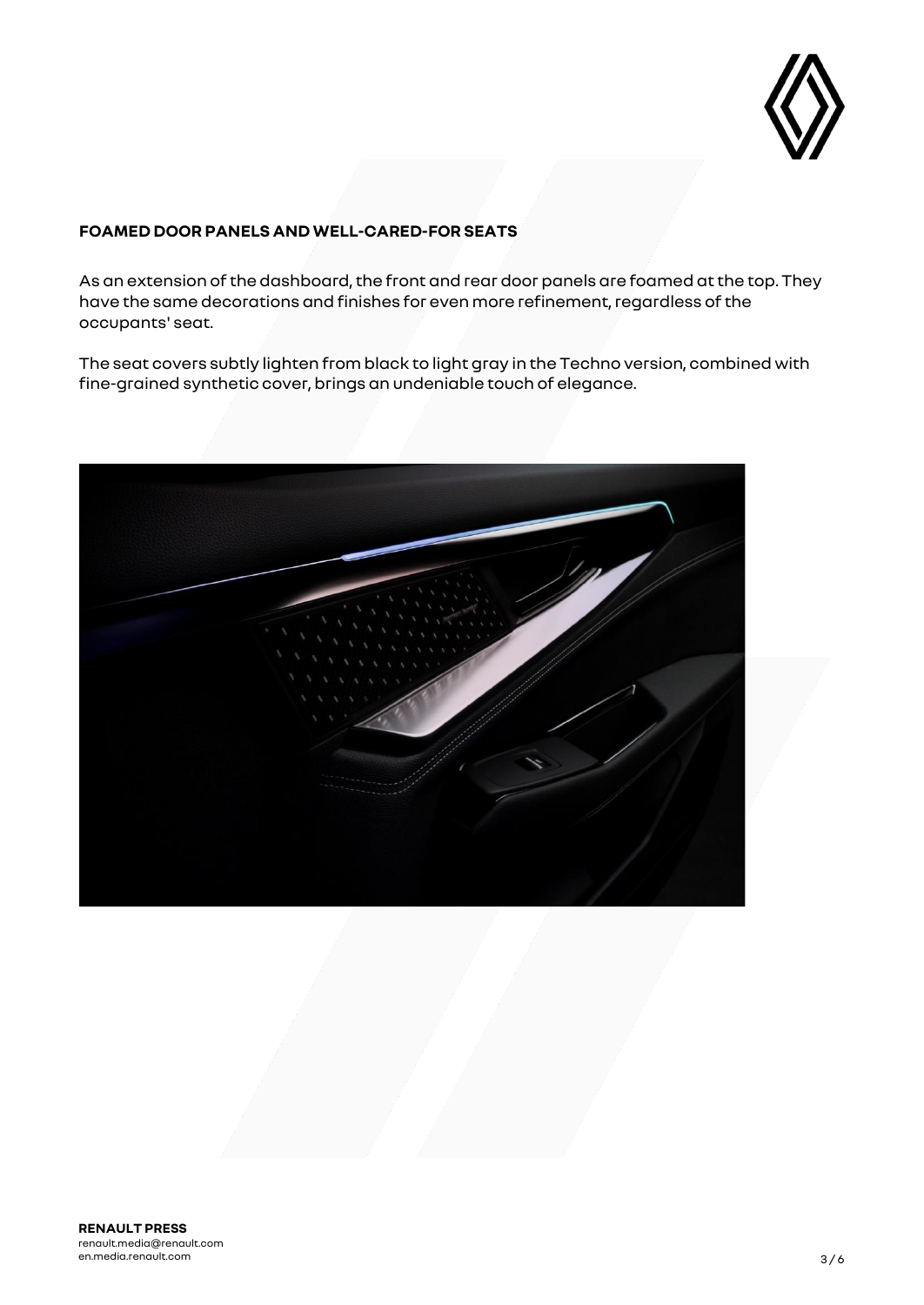## FOAMED DOOR PANELS AND WELL-CARED-FOR SEATS

As an extension of the dashboard, the front and rear door panels are foamed at the top. They have the same decorations and finishes for even more refinement, regardless of the occupants' seat.

The seat covers subtly lighten from black to light gray in the Techno version, combined with fine-grained synthetic cover, brings an undeniable touch of elegance.

**RENAULT PRESS**
renault.media@renault.com
en.media.renault.com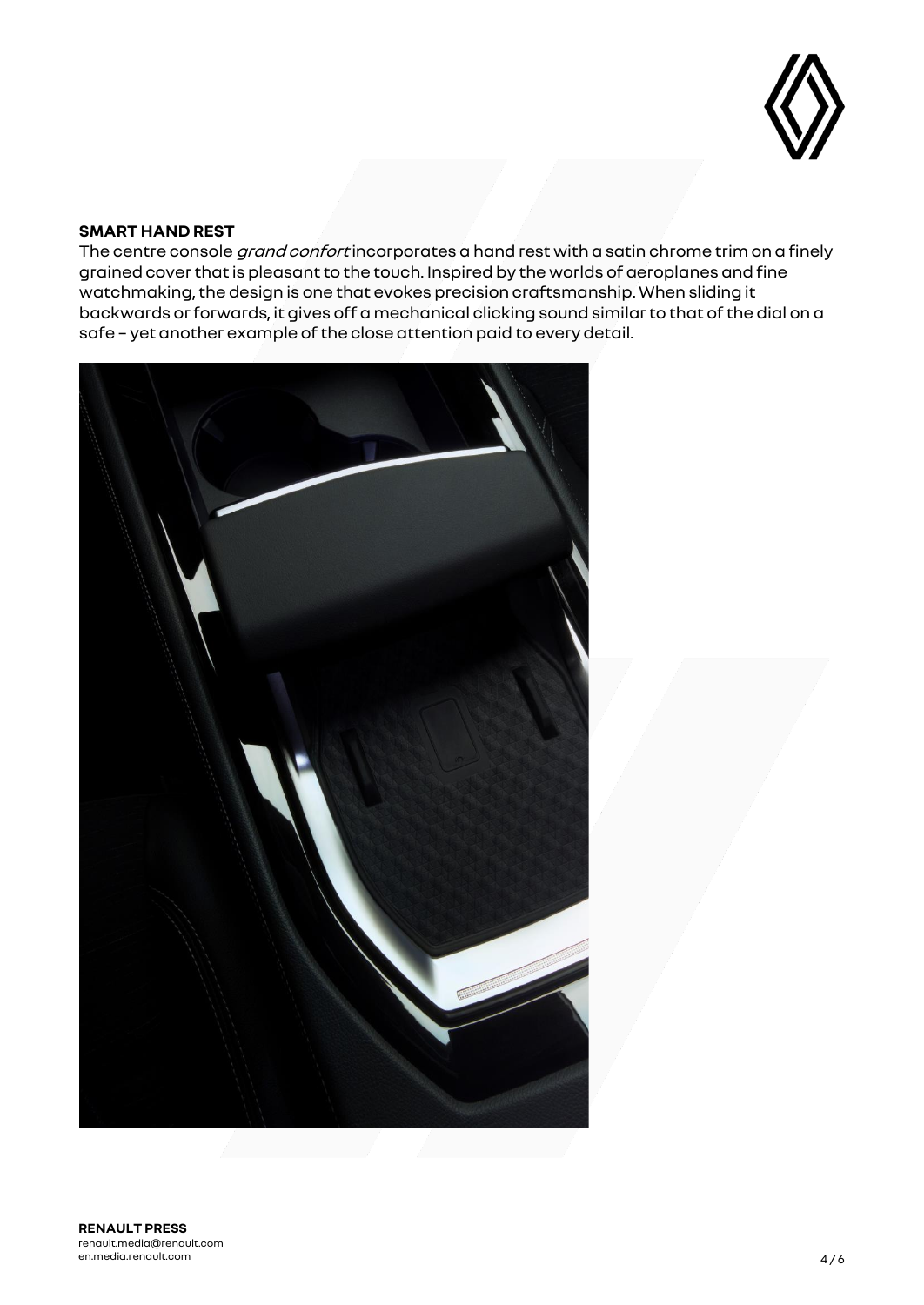**SMART HAND REST**

The centre console *grand confort* incorporates a hand rest with a satin chrome trim on a finely grained cover that is pleasant to the touch. Inspired by the worlds of aeroplanes and fine watchmaking, the design is one that evokes precision craftsmanship. When sliding it backwards or forwards, it gives off a mechanical clicking sound similar to that of the dial on a safe – yet another example of the close attention paid to every detail.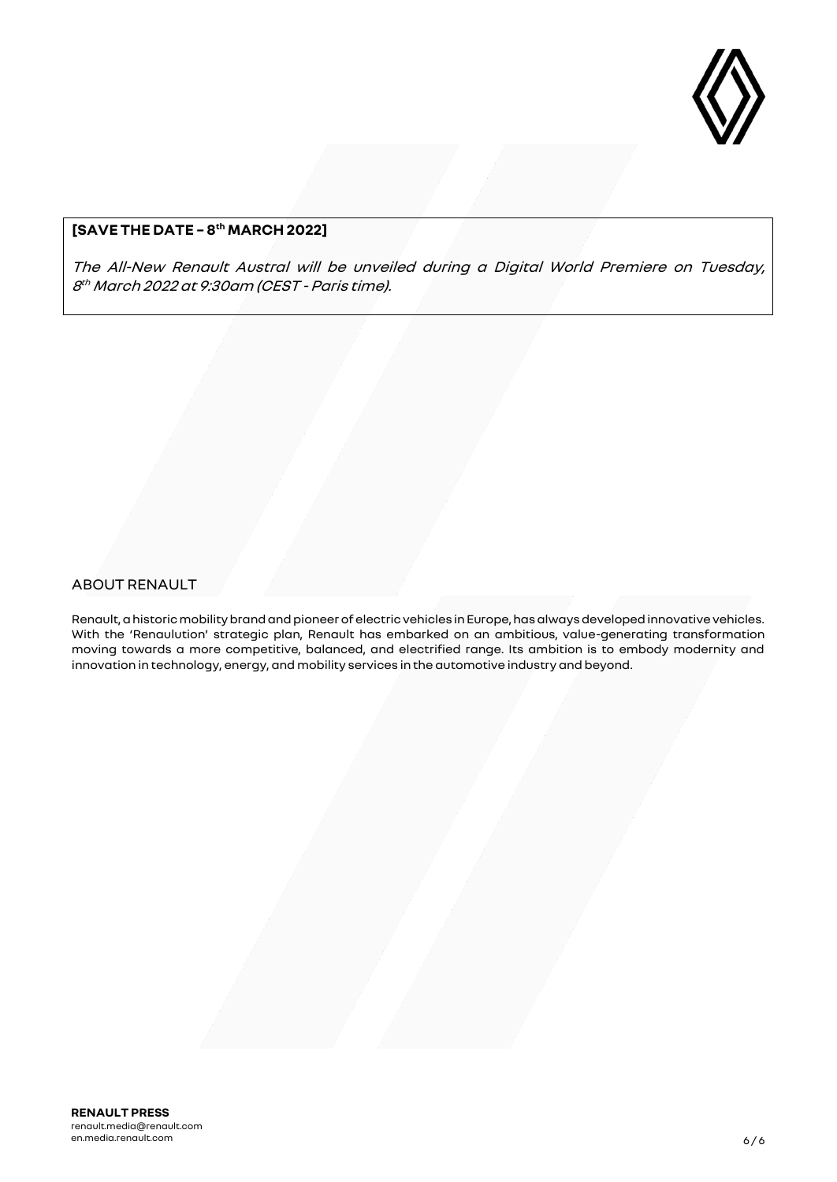**[SAVE THE DATE – 8th MARCH 2022]**

*The All-New Renault Austral will be unveiled during a Digital World Premiere on Tuesday, 8th March 2022 at 9:30am (CEST - Paris time).*

## ABOUT RENAULT

Renault, a historic mobility brand and pioneer of electric vehicles in Europe, has always developed innovative vehicles. With the 'Renaulution' strategic plan, Renault has embarked on an ambitious, value-generating transformation moving towards a more competitive, balanced, and electrified range. Its ambition is to embody modernity and innovation in technology, energy, and mobility services in the automotive industry and beyond.

**RENAULT PRESS**
renault.media@renault.com
en.media.renault.com